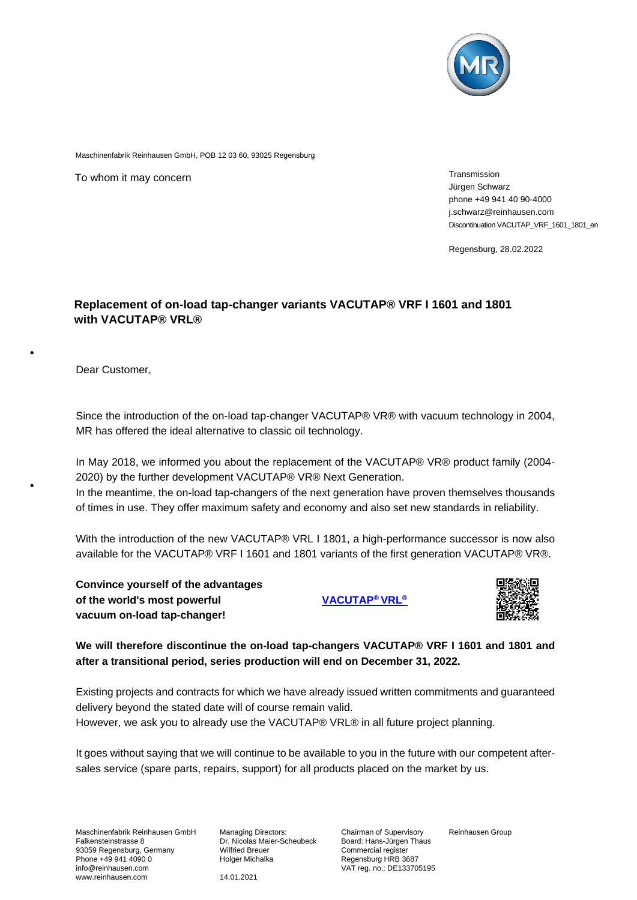Maschinenfabrik Reinhausen GmbH, POB 12 03 60, 93025 Regensburg

To whom it may concern

Transmission
Jürgen Schwarz
phone +49 941 40 90-4000
j.schwarz@reinhausen.com
Discontinuation VACUTAP_VRF_1601_1801_en

Regensburg, 28.02.2022

**Replacement of on-load tap-changer variants VACUTAP® VRF I 1601 and 1801 with VACUTAP® VRL®**

Dear Customer,

Since the introduction of the on-load tap-changer VACUTAP® VR® with vacuum technology in 2004, MR has offered the ideal alternative to classic oil technology.

In May 2018, we informed you about the replacement of the VACUTAP® VR® product family (2004-2020) by the further development VACUTAP® VR® Next Generation.
In the meantime, the on-load tap-changers of the next generation have proven themselves thousands of times in use. They offer maximum safety and economy and also set new standards in reliability.

With the introduction of the new VACUTAP® VRL I 1801, a high-performance successor is now also available for the VACUTAP® VRF I 1601 and 1801 variants of the first generation VACUTAP® VR®.

**Convince yourself of the advantages of the world's most powerful vacuum on-load tap-changer!**

**VACUTAP® VRL®**

**We will therefore discontinue the on-load tap-changers VACUTAP® VRF I 1601 and 1801 and after a transitional period, series production will end on December 31, 2022.**

Existing projects and contracts for which we have already issued written commitments and guaranteed delivery beyond the stated date will of course remain valid.
However, we ask you to already use the VACUTAP® VRL® in all future project planning.

It goes without saying that we will continue to be available to you in the future with our competent after-sales service (spare parts, repairs, support) for all products placed on the market by us.

Maschinenfabrik Reinhausen GmbH
Falkensteinstrasse 8
93059 Regensburg, Germany
Phone +49 941 4090 0
info@reinhausen.com
www.reinhausen.com

Managing Directors:
Dr. Nicolas Maier-Scheubeck
Wilfried Breuer
Holger Michalka

Chairman of Supervisory Board: Hans-Jürgen Thaus
Commercial register Regensburg HRB 3687
VAT reg. no.: DE133705195

Reinhausen Group

14.01.2021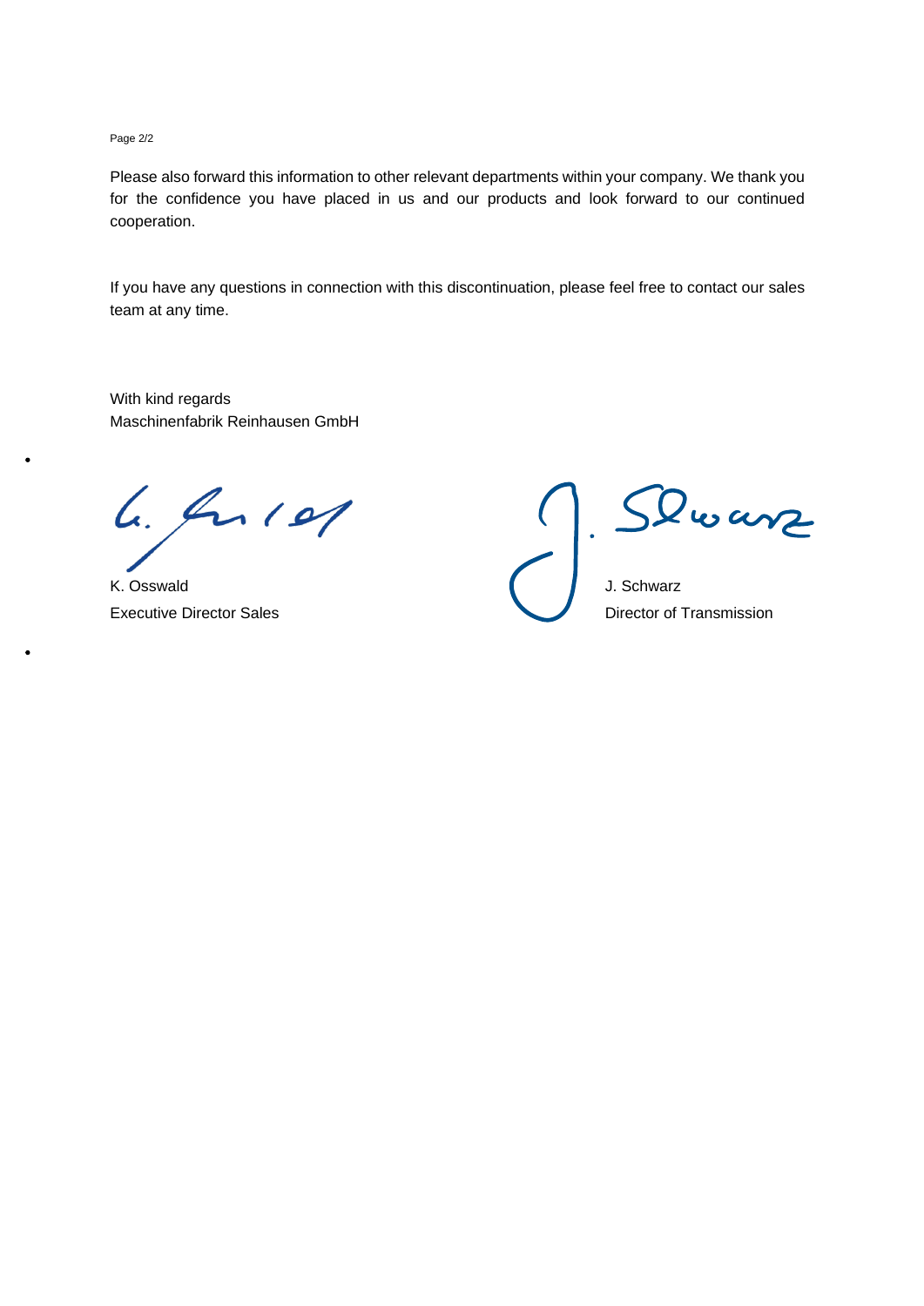Please also forward this information to other relevant departments within your company. We thank you for the confidence you have placed in us and our products and look forward to our continued cooperation.

If you have any questions in connection with this discontinuation, please feel free to contact our sales team at any time.

With kind regards
Maschinenfabrik Reinhausen GmbH

| | |
|---|---|
| K. Osswald | J. Schwarz |
| Executive Director Sales | Director of Transmission |